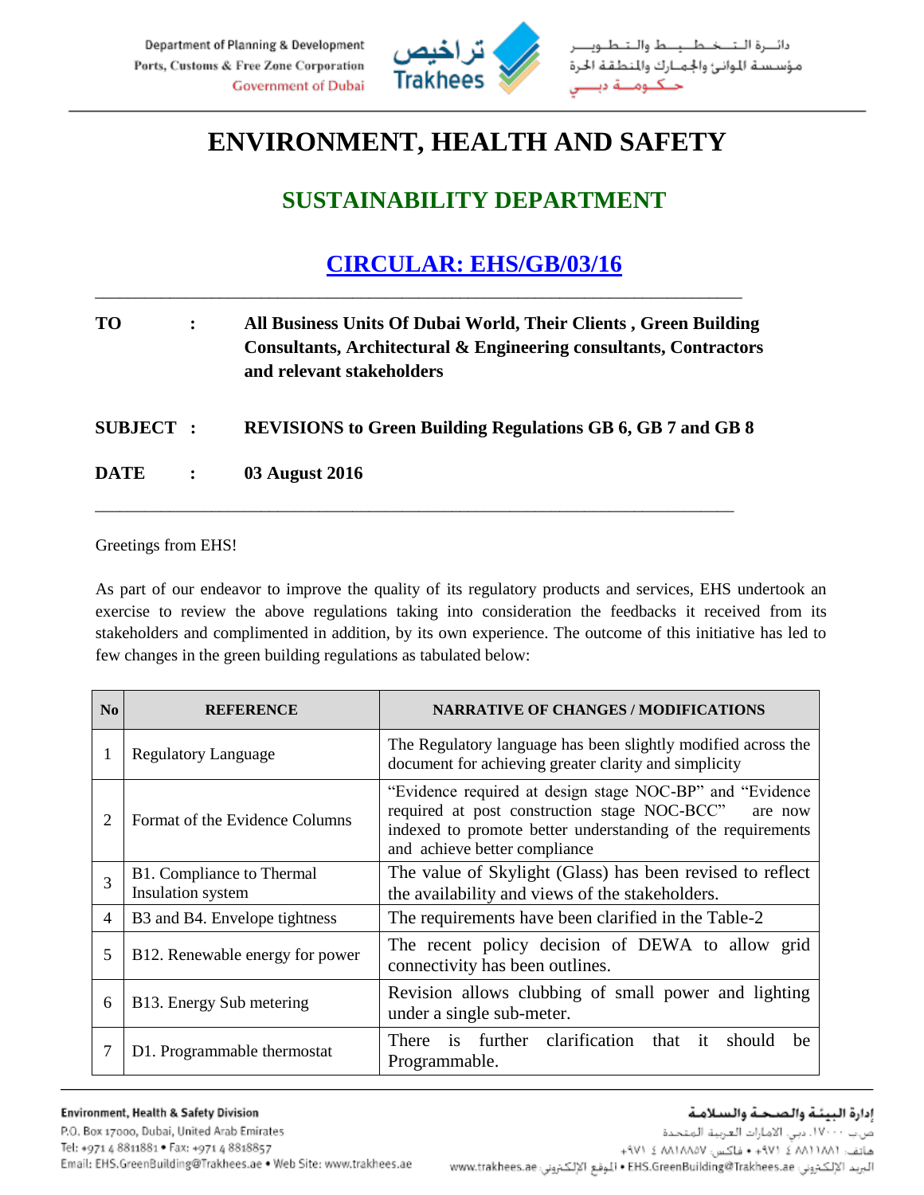# ENVIRONMENT, HEALTH AND SAFETY

## SUSTAINABILITY DEPARTMENT

## CIRCULAR: EHS/GB/03/16

---

**TO** : **All Business Units Of Dubai World, Their Clients , Green Building Consultants, Architectural & Engineering consultants, Contractors and relevant stakeholders**

**SUBJECT** : **REVISIONS to Green Building Regulations GB 6, GB 7 and GB 8**

**DATE** : **03 August 2016**

---

Greetings from EHS!

As part of our endeavor to improve the quality of its regulatory products and services, EHS undertook an exercise to review the above regulations taking into consideration the feedbacks it received from its stakeholders and complimented in addition, by its own experience. The outcome of this initiative has led to few changes in the green building regulations as tabulated below:

| No | REFERENCE | NARRATIVE OF CHANGES / MODIFICATIONS |
|---|---|---|
| 1 | Regulatory Language | The Regulatory language has been slightly modified across the document for achieving greater clarity and simplicity |
| 2 | Format of the Evidence Columns | "Evidence required at design stage NOC-BP" and "Evidence required at post construction stage NOC-BCC" are now indexed to promote better understanding of the requirements and achieve better compliance |
| 3 | B1. Compliance to Thermal Insulation system | The value of Skylight (Glass) has been revised to reflect the availability and views of the stakeholders. |
| 4 | B3 and B4. Envelope tightness | The requirements have been clarified in the Table-2 |
| 5 | B12. Renewable energy for power | The recent policy decision of DEWA to allow grid connectivity has been outlines. |
| 6 | B13. Energy Sub metering | Revision allows clubbing of small power and lighting under a single sub-meter. |
| 7 | D1. Programmable thermostat | There is further clarification that it should be Programmable. |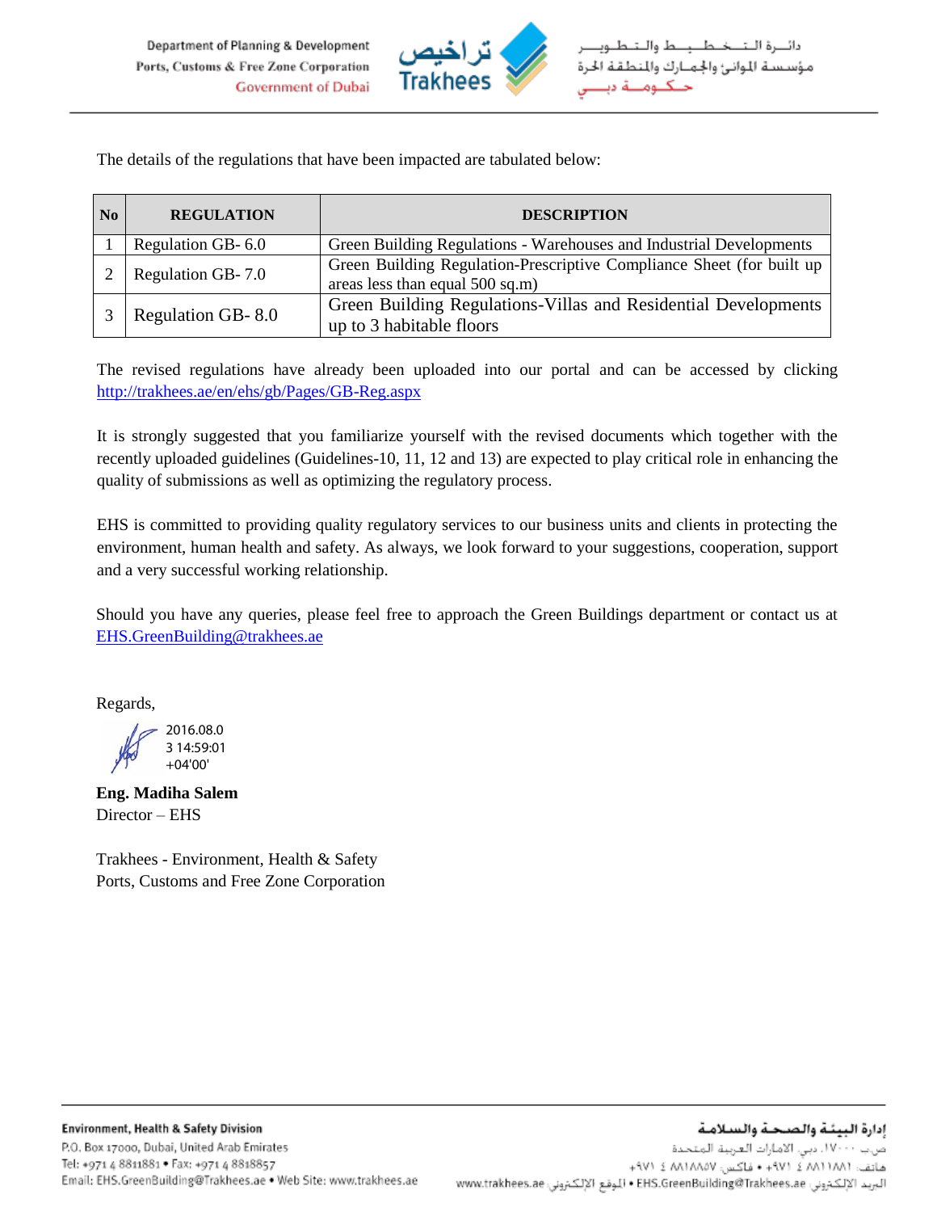The details of the regulations that have been impacted are tabulated below:

| No | REGULATION | DESCRIPTION |
|---|---|---|
| 1 | Regulation GB- 6.0 | Green Building Regulations - Warehouses and Industrial Developments |
| 2 | Regulation GB- 7.0 | Green Building Regulation-Prescriptive Compliance Sheet (for built up areas less than equal 500 sq.m) |
| 3 | Regulation GB- 8.0 | Green Building Regulations-Villas and Residential Developments up to 3 habitable floors |

The revised regulations have already been uploaded into our portal and can be accessed by clicking http://trakhees.ae/en/ehs/gb/Pages/GB-Reg.aspx

It is strongly suggested that you familiarize yourself with the revised documents which together with the recently uploaded guidelines (Guidelines-10, 11, 12 and 13) are expected to play critical role in enhancing the quality of submissions as well as optimizing the regulatory process.

EHS is committed to providing quality regulatory services to our business units and clients in protecting the environment, human health and safety. As always, we look forward to your suggestions, cooperation, support and a very successful working relationship.

Should you have any queries, please feel free to approach the Green Buildings department or contact us at EHS.GreenBuilding@trakhees.ae

Regards,

2016.08.03 14:59:01 +04'00'

**Eng. Madiha Salem**
Director – EHS

Trakhees - Environment, Health & Safety
Ports, Customs and Free Zone Corporation